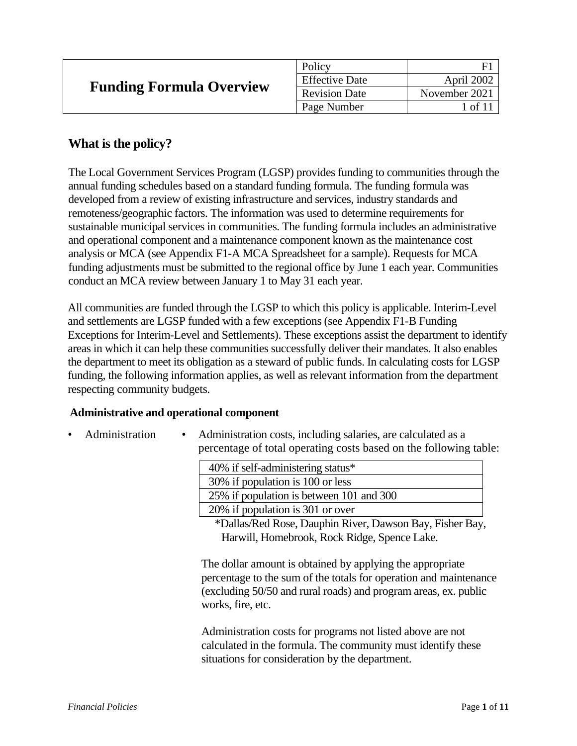# Funding Formula Overview

| Policy | F1 |
|---|---|
| Effective Date | April 2002 |
| Revision Date | November 2021 |

## What is the policy?

The Local Government Services Program (LGSP) provides funding to communities through the annual funding schedules based on a standard funding formula. The funding formula was developed from a review of existing infrastructure and services, industry standards and remoteness/geographic factors. The information was used to determine requirements for sustainable municipal services in communities. The funding formula includes an administrative and operational component and a maintenance component known as the maintenance cost analysis or MCA (see Appendix F1-A MCA Spreadsheet for a sample). Requests for MCA funding adjustments must be submitted to the regional office by June 1 each year. Communities conduct an MCA review between January 1 to May 31 each year.

All communities are funded through the LGSP to which this policy is applicable. Interim-Level and settlements are LGSP funded with a few exceptions (see Appendix F1-B Funding Exceptions for Interim-Level and Settlements). These exceptions assist the department to identify areas in which it can help these communities successfully deliver their mandates. It also enables the department to meet its obligation as a steward of public funds. In calculating costs for LGSP funding, the following information applies, as well as relevant information from the department respecting community budgets.

### Administrative and operational component

- Administration
  - Administration costs, including salaries, are calculated as a percentage of total operating costs based on the following table:

| Percentage |
|---|
| 40% if self-administering status* |
| 30% if population is 100 or less |
| 25% if population is between 101 and 300 |
| 20% if population is 301 or over |

*Dallas/Red Rose, Dauphin River, Dawson Bay, Fisher Bay, Harwill, Homebrook, Rock Ridge, Spence Lake.

The dollar amount is obtained by applying the appropriate percentage to the sum of the totals for operation and maintenance (excluding 50/50 and rural roads) and program areas, ex. public works, fire, etc.

Administration costs for programs not listed above are not calculated in the formula. The community must identify these situations for consideration by the department.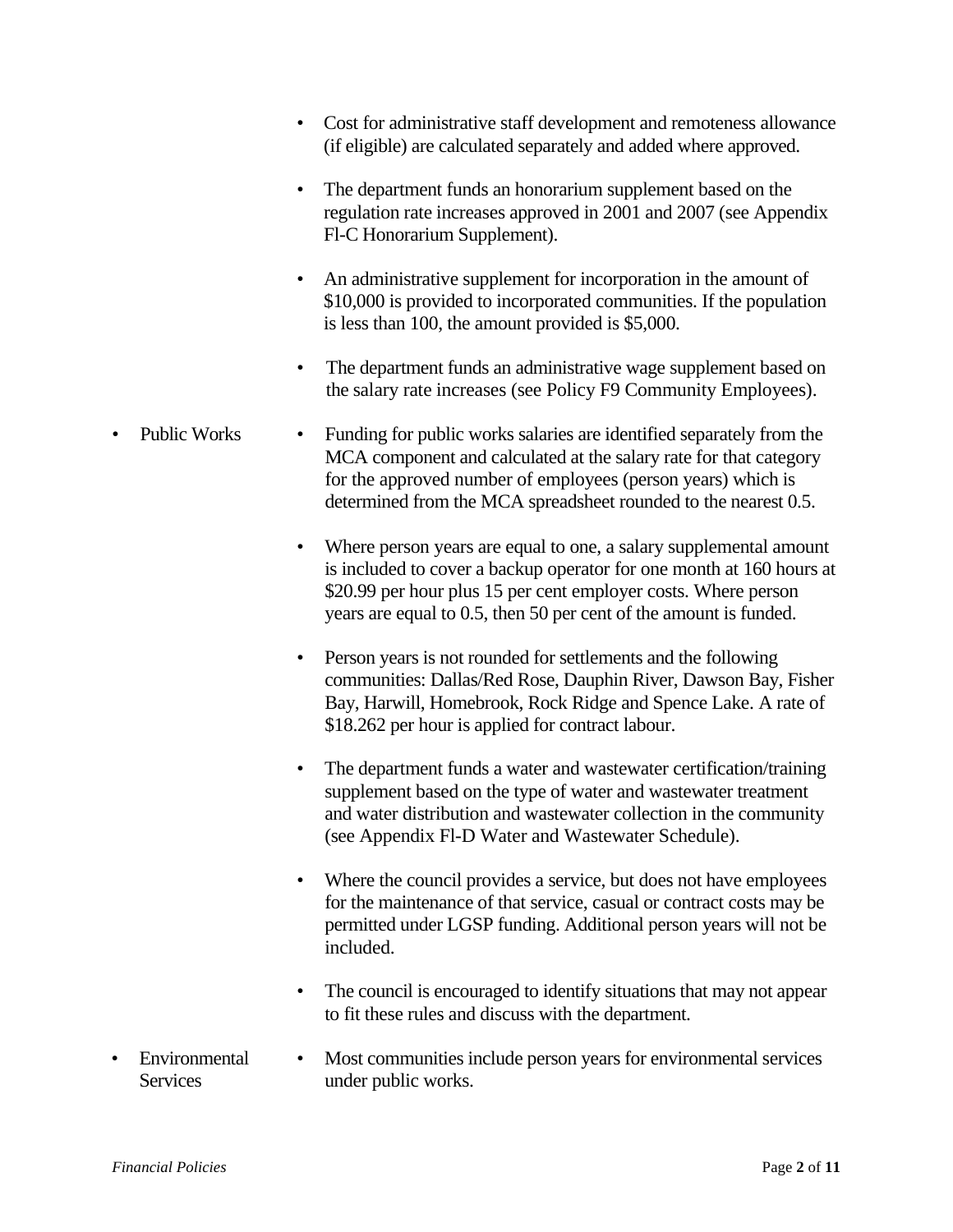- Cost for administrative staff development and remoteness allowance (if eligible) are calculated separately and added where approved.

- The department funds an honorarium supplement based on the regulation rate increases approved in 2001 and 2007 (see Appendix Fl-C Honorarium Supplement).

- An administrative supplement for incorporation in the amount of $10,000 is provided to incorporated communities. If the population is less than 100, the amount provided is $5,000.

- The department funds an administrative wage supplement based on the salary rate increases (see Policy F9 Community Employees).

- **Public Works**

  - Funding for public works salaries are identified separately from the MCA component and calculated at the salary rate for that category for the approved number of employees (person years) which is determined from the MCA spreadsheet rounded to the nearest 0.5.

  - Where person years are equal to one, a salary supplemental amount is included to cover a backup operator for one month at 160 hours at $20.99 per hour plus 15 per cent employer costs. Where person years are equal to 0.5, then 50 per cent of the amount is funded.

  - Person years is not rounded for settlements and the following communities: Dallas/Red Rose, Dauphin River, Dawson Bay, Fisher Bay, Harwill, Homebrook, Rock Ridge and Spence Lake. A rate of $18.262 per hour is applied for contract labour.

  - The department funds a water and wastewater certification/training supplement based on the type of water and wastewater treatment and water distribution and wastewater collection in the community (see Appendix Fl-D Water and Wastewater Schedule).

  - Where the council provides a service, but does not have employees for the maintenance of that service, casual or contract costs may be permitted under LGSP funding. Additional person years will not be included.

  - The council is encouraged to identify situations that may not appear to fit these rules and discuss with the department.

- **Environmental Services**

  - Most communities include person years for environmental services under public works.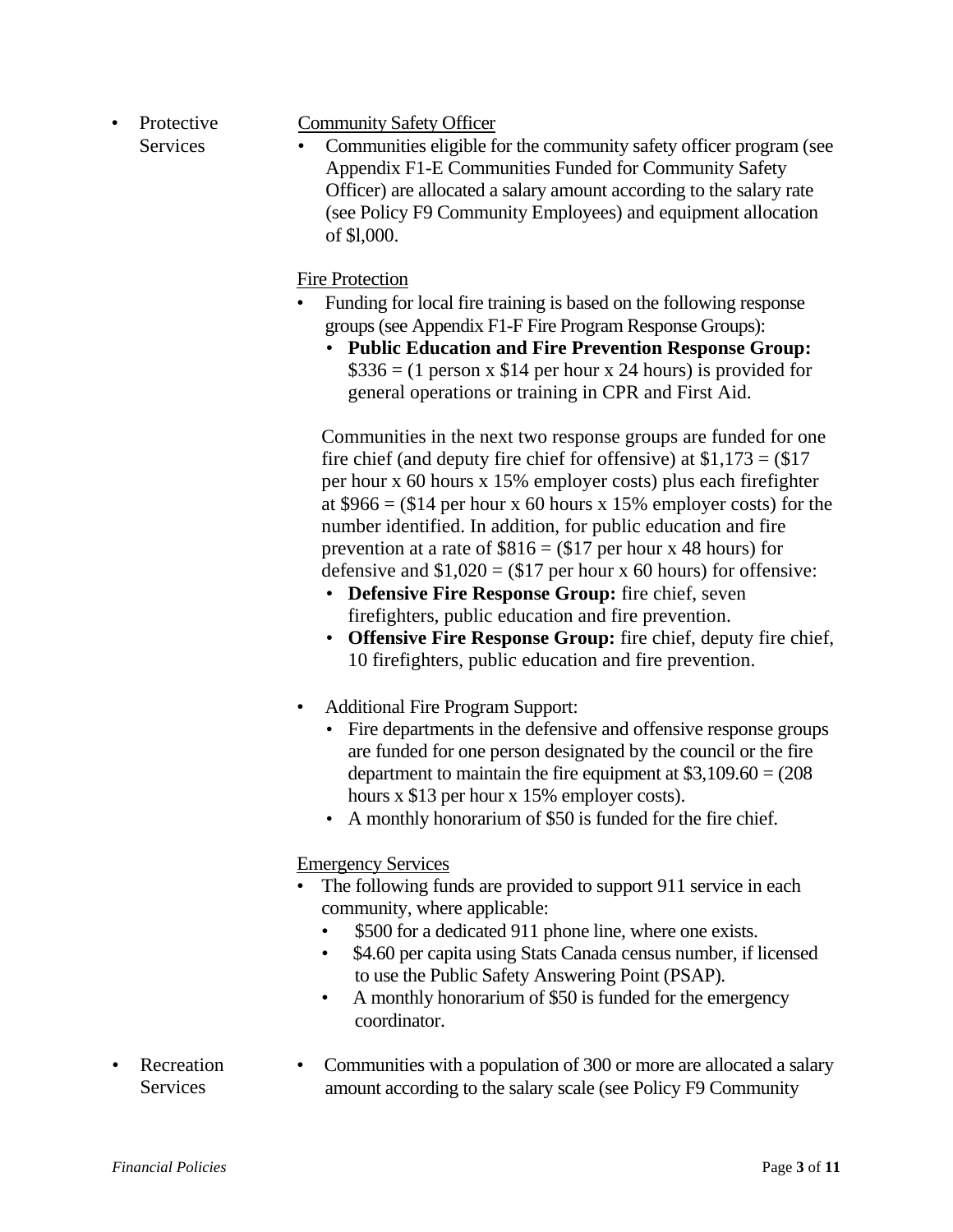- Protective Services

<u>Community Safety Officer</u>

- Communities eligible for the community safety officer program (see Appendix F1-E Communities Funded for Community Safety Officer) are allocated a salary amount according to the salary rate (see Policy F9 Community Employees) and equipment allocation of $l,000.

<u>Fire Protection</u>

- Funding for local fire training is based on the following response groups (see Appendix F1-F Fire Program Response Groups):
  - **Public Education and Fire Prevention Response Group:** $336 = (1 person x $14 per hour x 24 hours) is provided for general operations or training in CPR and First Aid.

  Communities in the next two response groups are funded for one fire chief (and deputy fire chief for offensive) at $1,173 = ($17 per hour x 60 hours x 15% employer costs) plus each firefighter at $966 = ($14 per hour x 60 hours x 15% employer costs) for the number identified. In addition, for public education and fire prevention at a rate of $816 = ($17 per hour x 48 hours) for defensive and $1,020 = ($17 per hour x 60 hours) for offensive:
  - **Defensive Fire Response Group:** fire chief, seven firefighters, public education and fire prevention.
  - **Offensive Fire Response Group:** fire chief, deputy fire chief, 10 firefighters, public education and fire prevention.

- Additional Fire Program Support:
  - Fire departments in the defensive and offensive response groups are funded for one person designated by the council or the fire department to maintain the fire equipment at $3,109.60 = (208 hours x $13 per hour x 15% employer costs).
  - A monthly honorarium of $50 is funded for the fire chief.

<u>Emergency Services</u>

- The following funds are provided to support 911 service in each community, where applicable:
  - $500 for a dedicated 911 phone line, where one exists.
  - $4.60 per capita using Stats Canada census number, if licensed to use the Public Safety Answering Point (PSAP).
  - A monthly honorarium of $50 is funded for the emergency coordinator.

- Recreation Services

- Communities with a population of 300 or more are allocated a salary amount according to the salary scale (see Policy F9 Community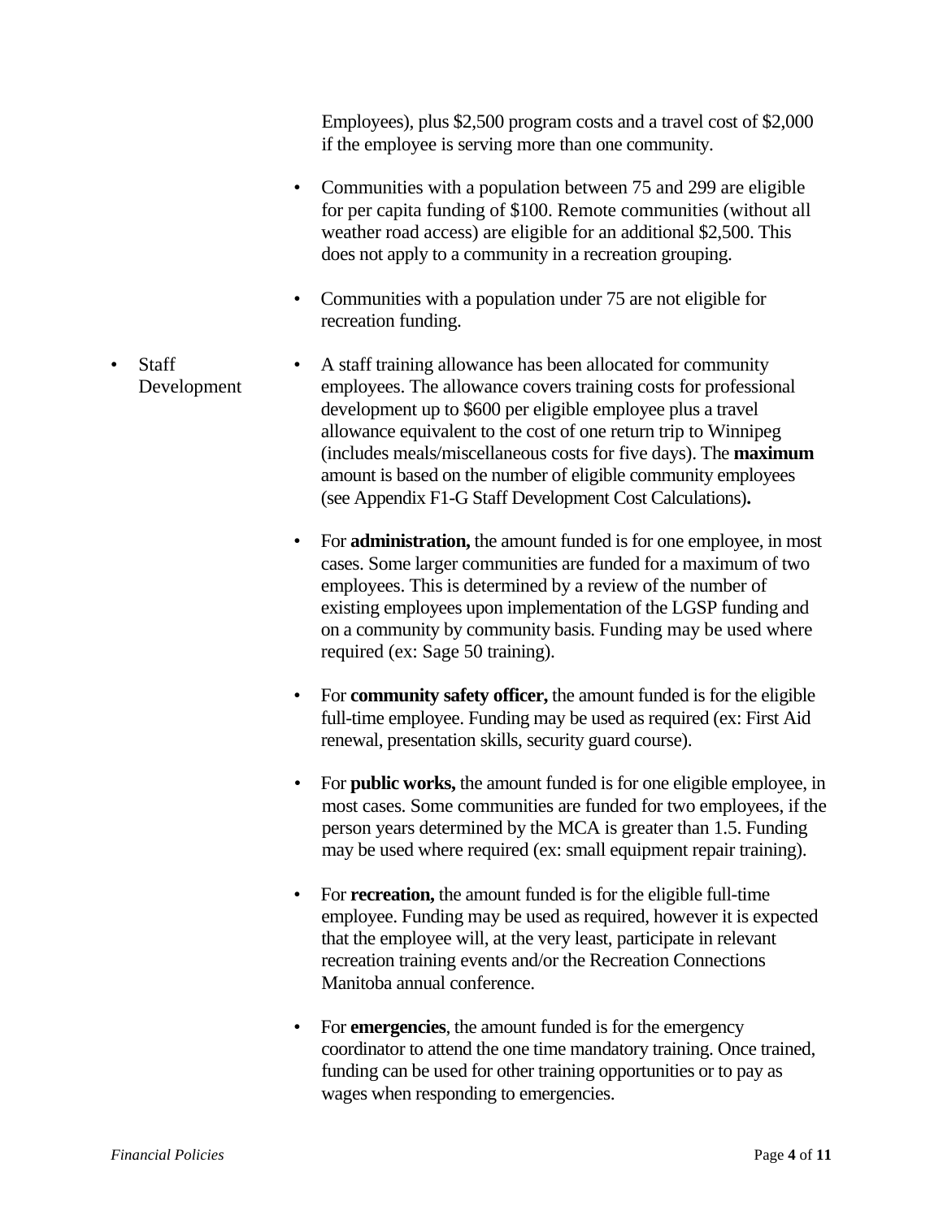Employees), plus $2,500 program costs and a travel cost of $2,000 if the employee is serving more than one community.

- Communities with a population between 75 and 299 are eligible for per capita funding of $100. Remote communities (without all weather road access) are eligible for an additional $2,500. This does not apply to a community in a recreation grouping.
- Communities with a population under 75 are not eligible for recreation funding.

- Staff Development
  - A staff training allowance has been allocated for community employees. The allowance covers training costs for professional development up to $600 per eligible employee plus a travel allowance equivalent to the cost of one return trip to Winnipeg (includes meals/miscellaneous costs for five days). The **maximum** amount is based on the number of eligible community employees (see Appendix F1-G Staff Development Cost Calculations)**.**
  - For **administration,** the amount funded is for one employee, in most cases. Some larger communities are funded for a maximum of two employees. This is determined by a review of the number of existing employees upon implementation of the LGSP funding and on a community by community basis. Funding may be used where required (ex: Sage 50 training).
  - For **community safety officer,** the amount funded is for the eligible full-time employee. Funding may be used as required (ex: First Aid renewal, presentation skills, security guard course).
  - For **public works,** the amount funded is for one eligible employee, in most cases. Some communities are funded for two employees, if the person years determined by the MCA is greater than 1.5. Funding may be used where required (ex: small equipment repair training).
  - For **recreation,** the amount funded is for the eligible full-time employee. Funding may be used as required, however it is expected that the employee will, at the very least, participate in relevant recreation training events and/or the Recreation Connections Manitoba annual conference.
  - For **emergencies**, the amount funded is for the emergency coordinator to attend the one time mandatory training. Once trained, funding can be used for other training opportunities or to pay as wages when responding to emergencies.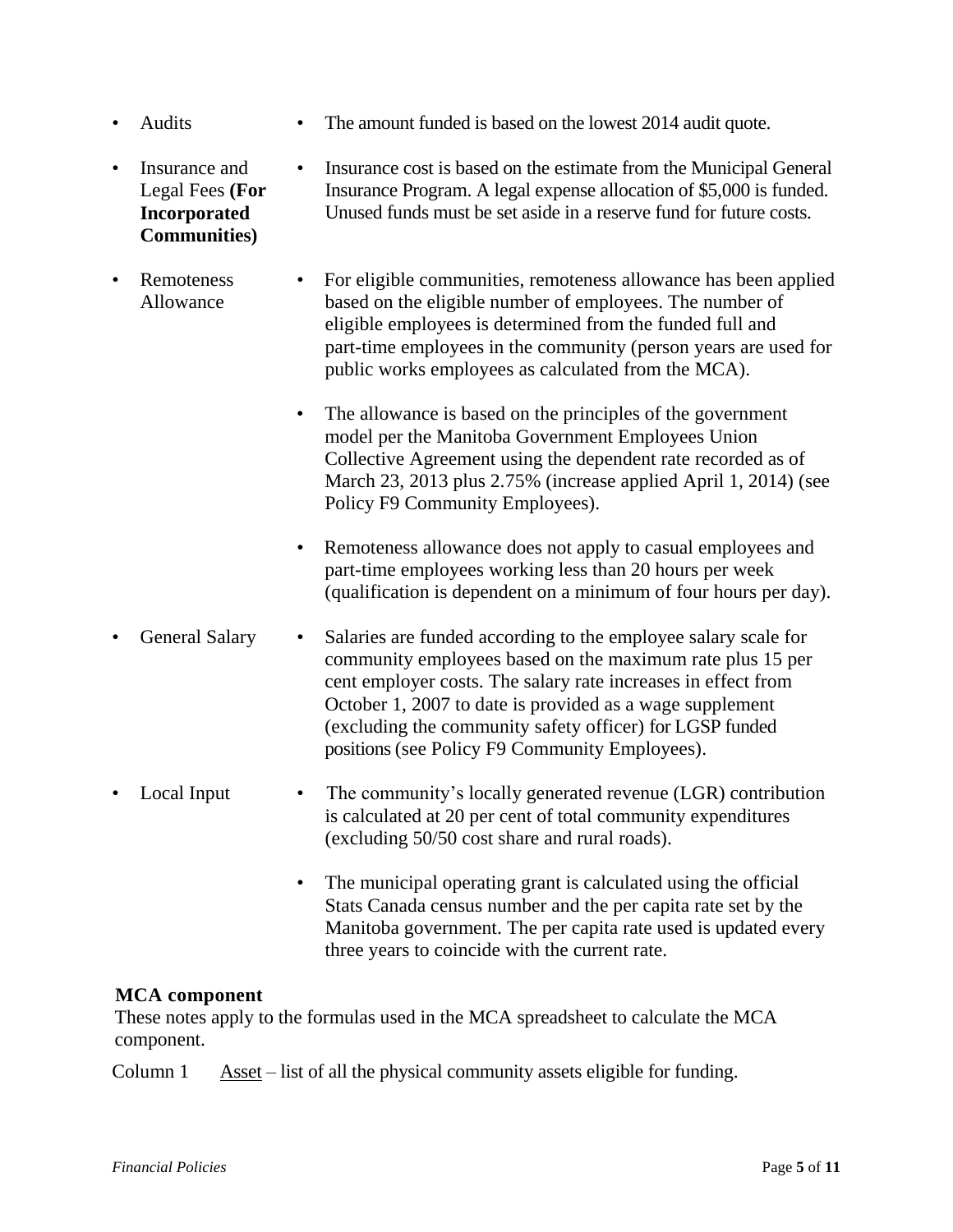- **Audits**
  - The amount funded is based on the lowest 2014 audit quote.

- **Insurance and Legal Fees (For Incorporated Communities)**
  - Insurance cost is based on the estimate from the Municipal General Insurance Program. A legal expense allocation of $5,000 is funded. Unused funds must be set aside in a reserve fund for future costs.

- **Remoteness Allowance**
  - For eligible communities, remoteness allowance has been applied based on the eligible number of employees. The number of eligible employees is determined from the funded full and part-time employees in the community (person years are used for public works employees as calculated from the MCA).
  - The allowance is based on the principles of the government model per the Manitoba Government Employees Union Collective Agreement using the dependent rate recorded as of March 23, 2013 plus 2.75% (increase applied April 1, 2014) (see Policy F9 Community Employees).
  - Remoteness allowance does not apply to casual employees and part-time employees working less than 20 hours per week (qualification is dependent on a minimum of four hours per day).

- **General Salary**
  - Salaries are funded according to the employee salary scale for community employees based on the maximum rate plus 15 per cent employer costs. The salary rate increases in effect from October 1, 2007 to date is provided as a wage supplement (excluding the community safety officer) for LGSP funded positions (see Policy F9 Community Employees).

- **Local Input**
  - The community's locally generated revenue (LGR) contribution is calculated at 20 per cent of total community expenditures (excluding 50/50 cost share and rural roads).
  - The municipal operating grant is calculated using the official Stats Canada census number and the per capita rate set by the Manitoba government. The per capita rate used is updated every three years to coincide with the current rate.

**MCA component**

These notes apply to the formulas used in the MCA spreadsheet to calculate the MCA component.

Column 1 Asset – list of all the physical community assets eligible for funding.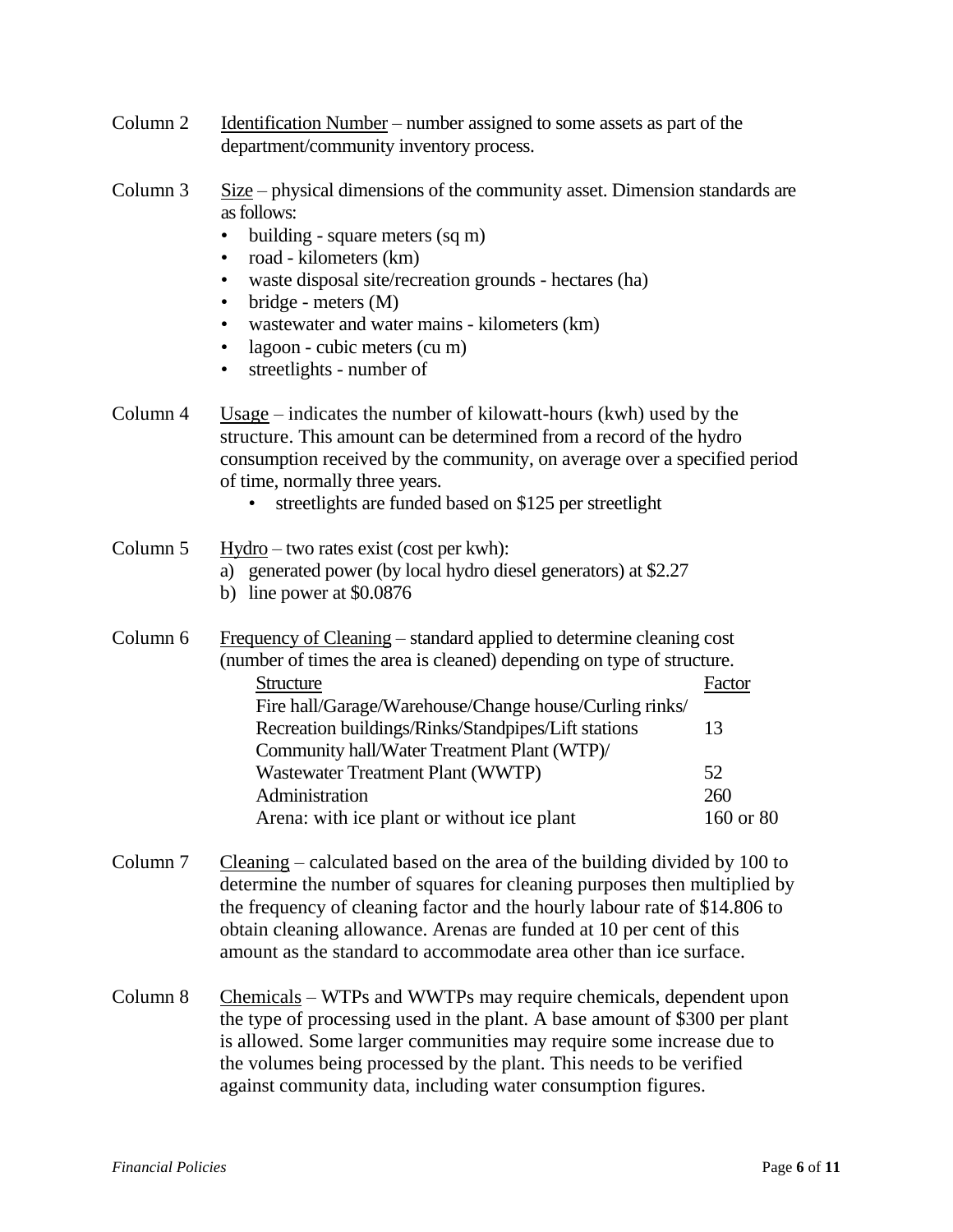Column 2 Identification Number – number assigned to some assets as part of the department/community inventory process.

Column 3 Size – physical dimensions of the community asset. Dimension standards are as follows:

- building - square meters (sq m)
- road - kilometers (km)
- waste disposal site/recreation grounds - hectares (ha)
- bridge - meters (M)
- wastewater and water mains - kilometers (km)
- lagoon - cubic meters (cu m)
- streetlights - number of

Column 4 Usage – indicates the number of kilowatt-hours (kwh) used by the structure. This amount can be determined from a record of the hydro consumption received by the community, on average over a specified period of time, normally three years.

- streetlights are funded based on $125 per streetlight

Column 5 Hydro – two rates exist (cost per kwh):

a) generated power (by local hydro diesel generators) at $2.27
b) line power at $0.0876

Column 6 Frequency of Cleaning – standard applied to determine cleaning cost (number of times the area is cleaned) depending on type of structure.

| Structure | Factor |
|---|---|
| Fire hall/Garage/Warehouse/Change house/Curling rinks/ Recreation buildings/Rinks/Standpipes/Lift stations | 13 |
| Community hall/Water Treatment Plant (WTP)/ Wastewater Treatment Plant (WWTP) | 52 |
| Administration | 260 |
| Arena: with ice plant or without ice plant | 160 or 80 |

Column 7 Cleaning – calculated based on the area of the building divided by 100 to determine the number of squares for cleaning purposes then multiplied by the frequency of cleaning factor and the hourly labour rate of $14.806 to obtain cleaning allowance. Arenas are funded at 10 per cent of this amount as the standard to accommodate area other than ice surface.

Column 8 Chemicals – WTPs and WWTPs may require chemicals, dependent upon the type of processing used in the plant. A base amount of $300 per plant is allowed. Some larger communities may require some increase due to the volumes being processed by the plant. This needs to be verified against community data, including water consumption figures.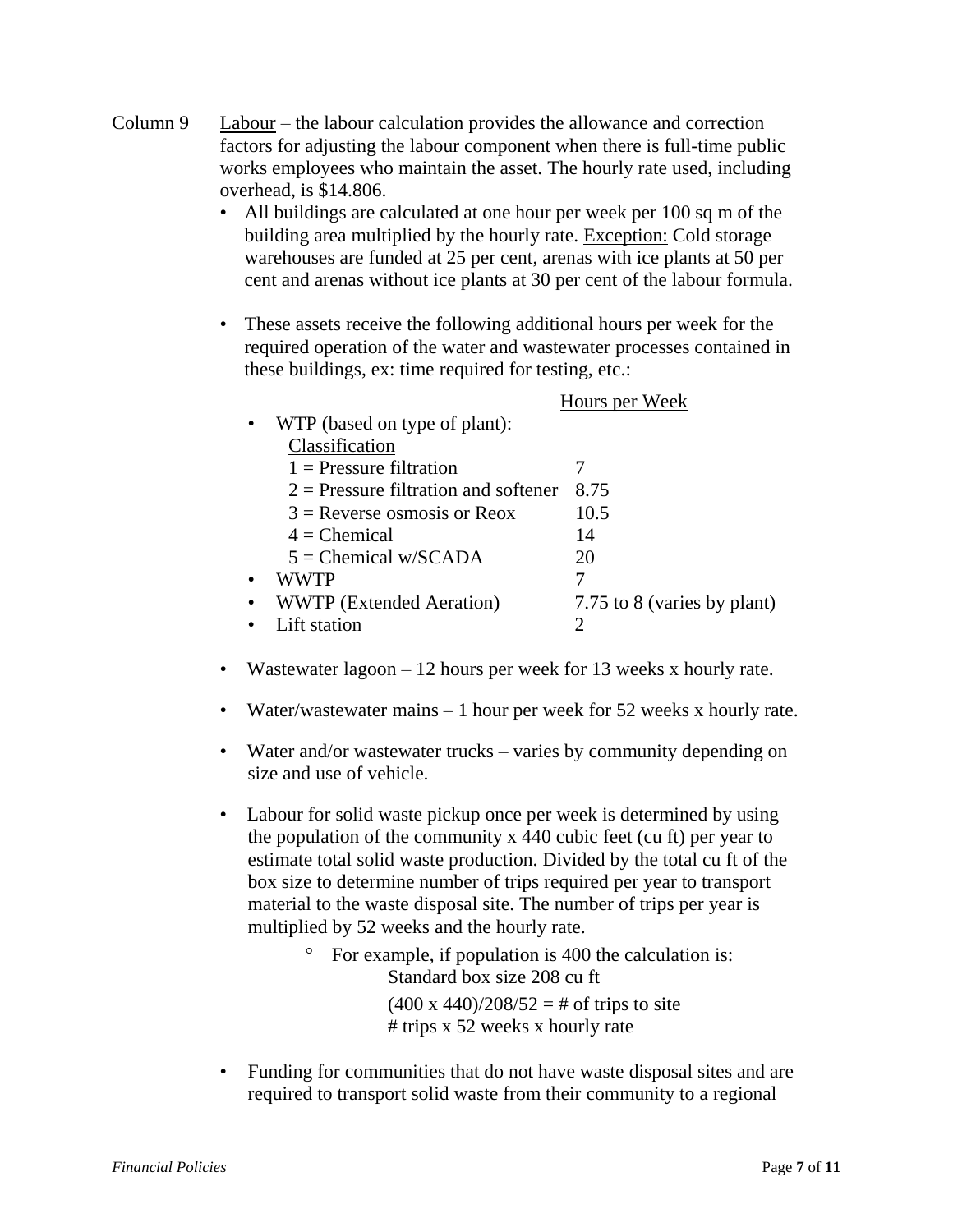Column 9 Labour – the labour calculation provides the allowance and correction factors for adjusting the labour component when there is full-time public works employees who maintain the asset. The hourly rate used, including overhead, is $14.806.

- All buildings are calculated at one hour per week per 100 sq m of the building area multiplied by the hourly rate. Exception: Cold storage warehouses are funded at 25 per cent, arenas with ice plants at 50 per cent and arenas without ice plants at 30 per cent of the labour formula.

- These assets receive the following additional hours per week for the required operation of the water and wastewater processes contained in these buildings, ex: time required for testing, etc.:

| | Hours per Week |
|---|---|
| • WTP (based on type of plant): | |
| Classification | |
| 1 = Pressure filtration | 7 |
| 2 = Pressure filtration and softener | 8.75 |
| 3 = Reverse osmosis or Reox | 10.5 |
| 4 = Chemical | 14 |
| 5 = Chemical w/SCADA | 20 |
| • WWTP | 7 |
| • WWTP (Extended Aeration) | 7.75 to 8 (varies by plant) |
| • Lift station | 2 |

- Wastewater lagoon – 12 hours per week for 13 weeks x hourly rate.

- Water/wastewater mains – 1 hour per week for 52 weeks x hourly rate.

- Water and/or wastewater trucks – varies by community depending on size and use of vehicle.

- Labour for solid waste pickup once per week is determined by using the population of the community x 440 cubic feet (cu ft) per year to estimate total solid waste production. Divided by the total cu ft of the box size to determine number of trips required per year to transport material to the waste disposal site. The number of trips per year is multiplied by 52 weeks and the hourly rate.
  - For example, if population is 400 the calculation is:
    Standard box size 208 cu ft
    (400 x 440)/208/52 = # of trips to site
    # trips x 52 weeks x hourly rate

- Funding for communities that do not have waste disposal sites and are required to transport solid waste from their community to a regional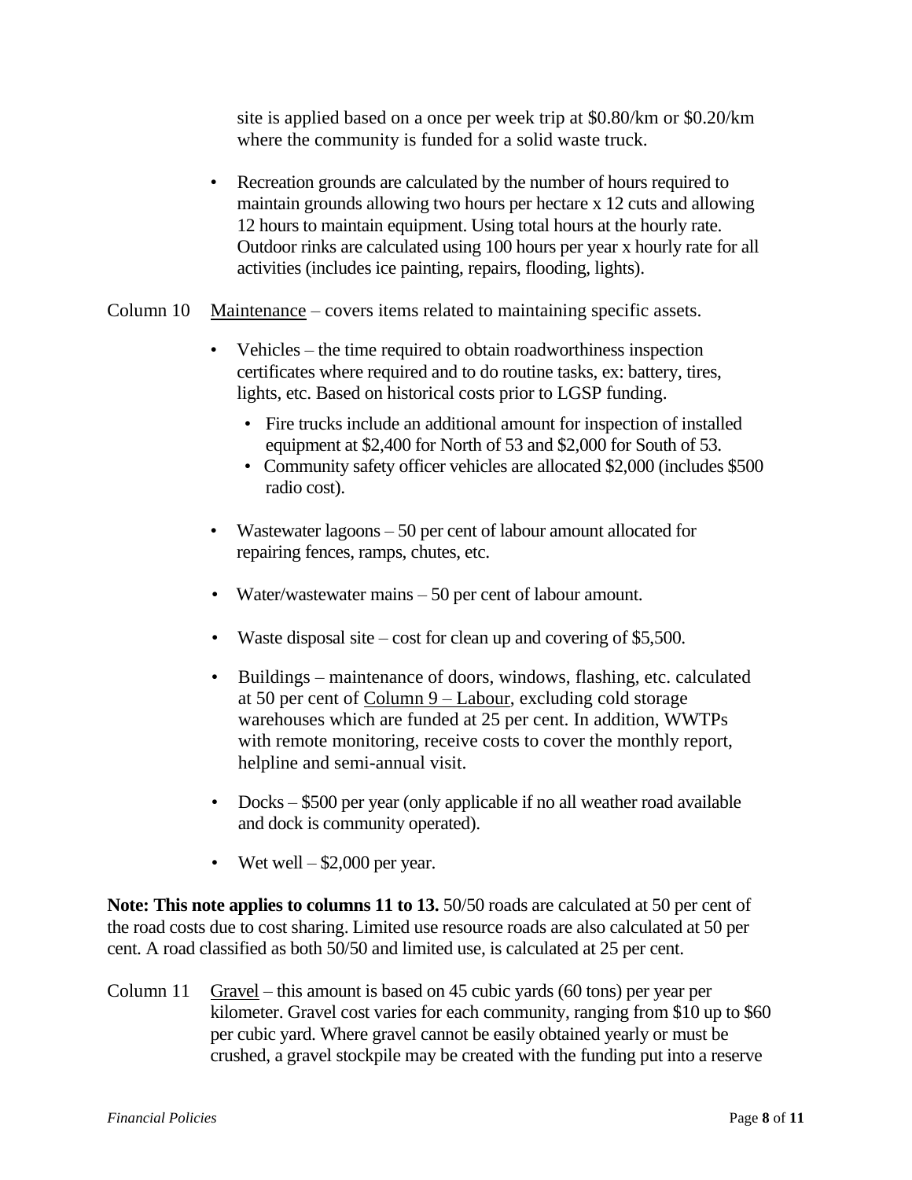site is applied based on a once per week trip at $0.80/km or $0.20/km where the community is funded for a solid waste truck.

- Recreation grounds are calculated by the number of hours required to maintain grounds allowing two hours per hectare x 12 cuts and allowing 12 hours to maintain equipment. Using total hours at the hourly rate. Outdoor rinks are calculated using 100 hours per year x hourly rate for all activities (includes ice painting, repairs, flooding, lights).

Column 10 <u>Maintenance</u> – covers items related to maintaining specific assets.

- Vehicles – the time required to obtain roadworthiness inspection certificates where required and to do routine tasks, ex: battery, tires, lights, etc. Based on historical costs prior to LGSP funding.
  - Fire trucks include an additional amount for inspection of installed equipment at $2,400 for North of 53 and $2,000 for South of 53.
  - Community safety officer vehicles are allocated $2,000 (includes $500 radio cost).
- Wastewater lagoons – 50 per cent of labour amount allocated for repairing fences, ramps, chutes, etc.
- Water/wastewater mains – 50 per cent of labour amount.
- Waste disposal site – cost for clean up and covering of $5,500.
- Buildings – maintenance of doors, windows, flashing, etc. calculated at 50 per cent of <u>Column 9 – Labour</u>, excluding cold storage warehouses which are funded at 25 per cent. In addition, WWTPs with remote monitoring, receive costs to cover the monthly report, helpline and semi-annual visit.
- Docks – $500 per year (only applicable if no all weather road available and dock is community operated).
- Wet well – $2,000 per year.

**Note: This note applies to columns 11 to 13.** 50/50 roads are calculated at 50 per cent of the road costs due to cost sharing. Limited use resource roads are also calculated at 50 per cent. A road classified as both 50/50 and limited use, is calculated at 25 per cent.

Column 11 <u>Gravel</u> – this amount is based on 45 cubic yards (60 tons) per year per kilometer. Gravel cost varies for each community, ranging from $10 up to $60 per cubic yard. Where gravel cannot be easily obtained yearly or must be crushed, a gravel stockpile may be created with the funding put into a reserve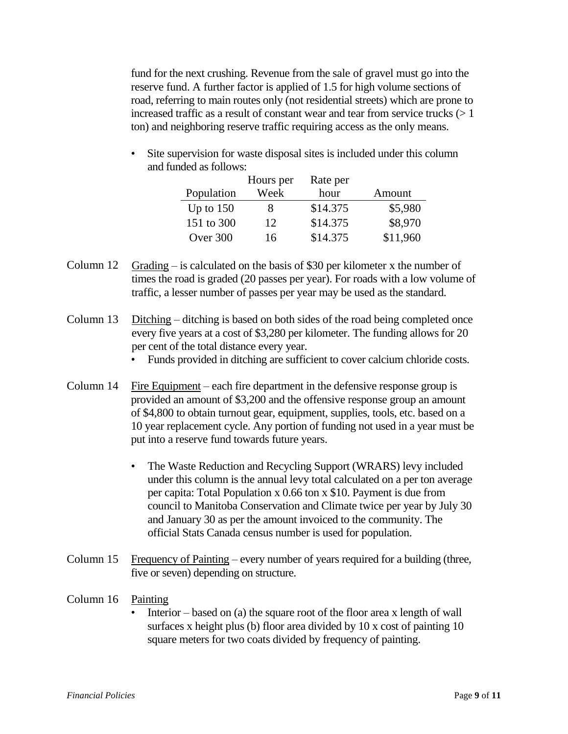fund for the next crushing. Revenue from the sale of gravel must go into the reserve fund. A further factor is applied of 1.5 for high volume sections of road, referring to main routes only (not residential streets) which are prone to increased traffic as a result of constant wear and tear from service trucks (> 1 ton) and neighboring reserve traffic requiring access as the only means.

- Site supervision for waste disposal sites is included under this column and funded as follows:

| Population | Hours per Week | Rate per hour | Amount |
|---|---|---|---|
| Up to 150 | 8 | $14.375 | $5,980 |
| 151 to 300 | 12 | $14.375 | $8,970 |
| Over 300 | 16 | $14.375 | $11,960 |

Column 12 Grading – is calculated on the basis of $30 per kilometer x the number of times the road is graded (20 passes per year). For roads with a low volume of traffic, a lesser number of passes per year may be used as the standard.

Column 13 Ditching – ditching is based on both sides of the road being completed once every five years at a cost of $3,280 per kilometer. The funding allows for 20 per cent of the total distance every year.

- Funds provided in ditching are sufficient to cover calcium chloride costs.

Column 14 Fire Equipment – each fire department in the defensive response group is provided an amount of $3,200 and the offensive response group an amount of $4,800 to obtain turnout gear, equipment, supplies, tools, etc. based on a 10 year replacement cycle. Any portion of funding not used in a year must be put into a reserve fund towards future years.

- The Waste Reduction and Recycling Support (WRARS) levy included under this column is the annual levy total calculated on a per ton average per capita: Total Population x 0.66 ton x $10. Payment is due from council to Manitoba Conservation and Climate twice per year by July 30 and January 30 as per the amount invoiced to the community. The official Stats Canada census number is used for population.

Column 15 Frequency of Painting – every number of years required for a building (three, five or seven) depending on structure.

Column 16 Painting

- Interior – based on (a) the square root of the floor area x length of wall surfaces x height plus (b) floor area divided by 10 x cost of painting 10 square meters for two coats divided by frequency of painting.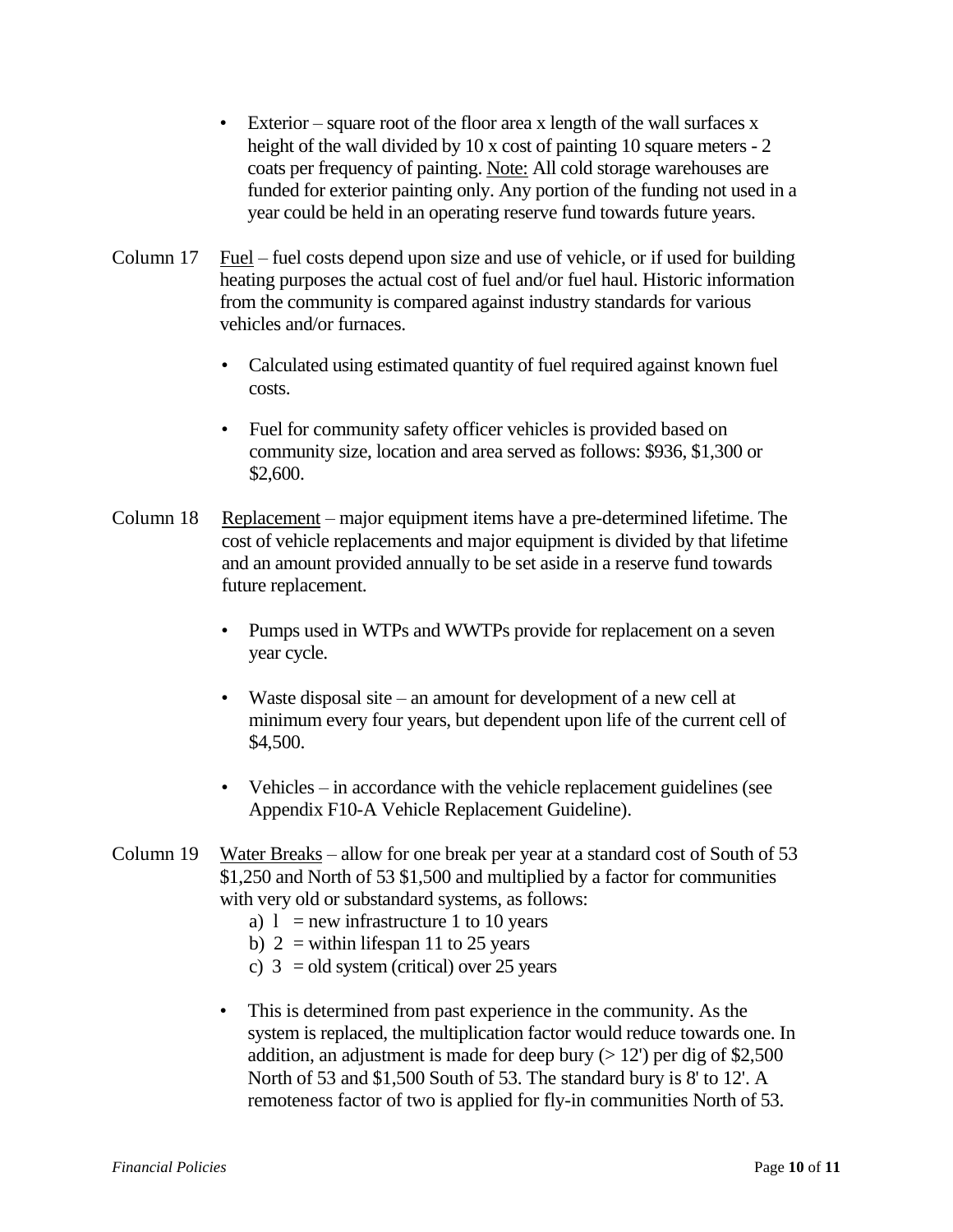- Exterior – square root of the floor area x length of the wall surfaces x height of the wall divided by 10 x cost of painting 10 square meters - 2 coats per frequency of painting. Note: All cold storage warehouses are funded for exterior painting only. Any portion of the funding not used in a year could be held in an operating reserve fund towards future years.

Column 17 Fuel – fuel costs depend upon size and use of vehicle, or if used for building heating purposes the actual cost of fuel and/or fuel haul. Historic information from the community is compared against industry standards for various vehicles and/or furnaces.

- Calculated using estimated quantity of fuel required against known fuel costs.
- Fuel for community safety officer vehicles is provided based on community size, location and area served as follows: $936, $1,300 or $2,600.

Column 18 Replacement – major equipment items have a pre-determined lifetime. The cost of vehicle replacements and major equipment is divided by that lifetime and an amount provided annually to be set aside in a reserve fund towards future replacement.

- Pumps used in WTPs and WWTPs provide for replacement on a seven year cycle.
- Waste disposal site – an amount for development of a new cell at minimum every four years, but dependent upon life of the current cell of $4,500.
- Vehicles – in accordance with the vehicle replacement guidelines (see Appendix F10-A Vehicle Replacement Guideline).

Column 19 Water Breaks – allow for one break per year at a standard cost of South of 53 $1,250 and North of 53 $1,500 and multiplied by a factor for communities with very old or substandard systems, as follows:

a) 1 = new infrastructure 1 to 10 years
b) 2 = within lifespan 11 to 25 years
c) 3 = old system (critical) over 25 years

- This is determined from past experience in the community. As the system is replaced, the multiplication factor would reduce towards one. In addition, an adjustment is made for deep bury (> 12') per dig of $2,500 North of 53 and $1,500 South of 53. The standard bury is 8' to 12'. A remoteness factor of two is applied for fly-in communities North of 53.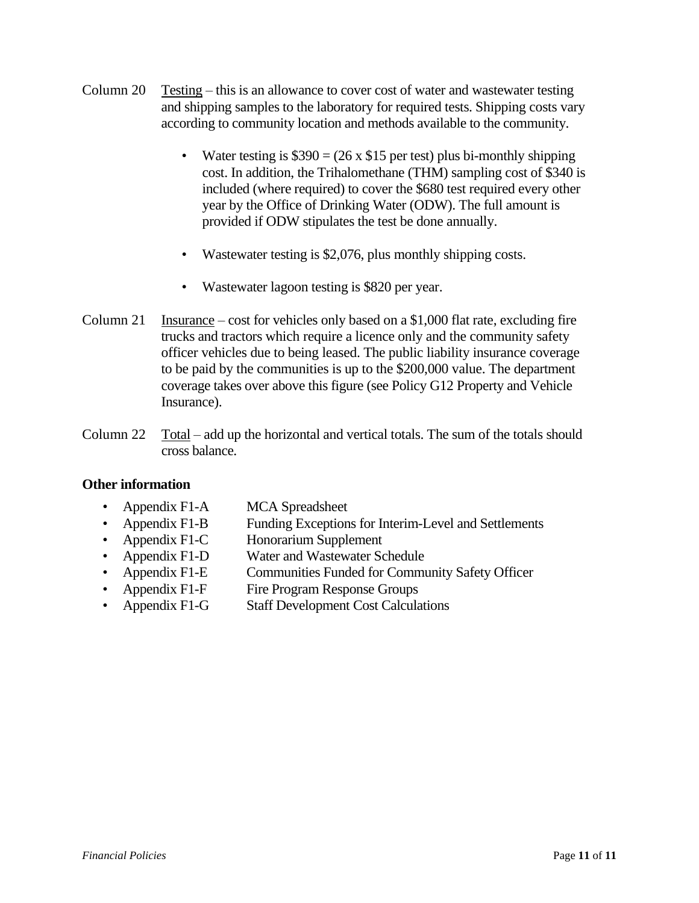Column 20 Testing – this is an allowance to cover cost of water and wastewater testing and shipping samples to the laboratory for required tests. Shipping costs vary according to community location and methods available to the community.

- Water testing is $390 = (26 x $15 per test) plus bi-monthly shipping cost. In addition, the Trihalomethane (THM) sampling cost of $340 is included (where required) to cover the $680 test required every other year by the Office of Drinking Water (ODW). The full amount is provided if ODW stipulates the test be done annually.
- Wastewater testing is $2,076, plus monthly shipping costs.
- Wastewater lagoon testing is $820 per year.

Column 21 Insurance – cost for vehicles only based on a $1,000 flat rate, excluding fire trucks and tractors which require a licence only and the community safety officer vehicles due to being leased. The public liability insurance coverage to be paid by the communities is up to the $200,000 value. The department coverage takes over above this figure (see Policy G12 Property and Vehicle Insurance).

Column 22 Total – add up the horizontal and vertical totals. The sum of the totals should cross balance.

**Other information**

- Appendix F1-A MCA Spreadsheet
- Appendix F1-B Funding Exceptions for Interim-Level and Settlements
- Appendix F1-C Honorarium Supplement
- Appendix F1-D Water and Wastewater Schedule
- Appendix F1-E Communities Funded for Community Safety Officer
- Appendix F1-F Fire Program Response Groups
- Appendix F1-G Staff Development Cost Calculations